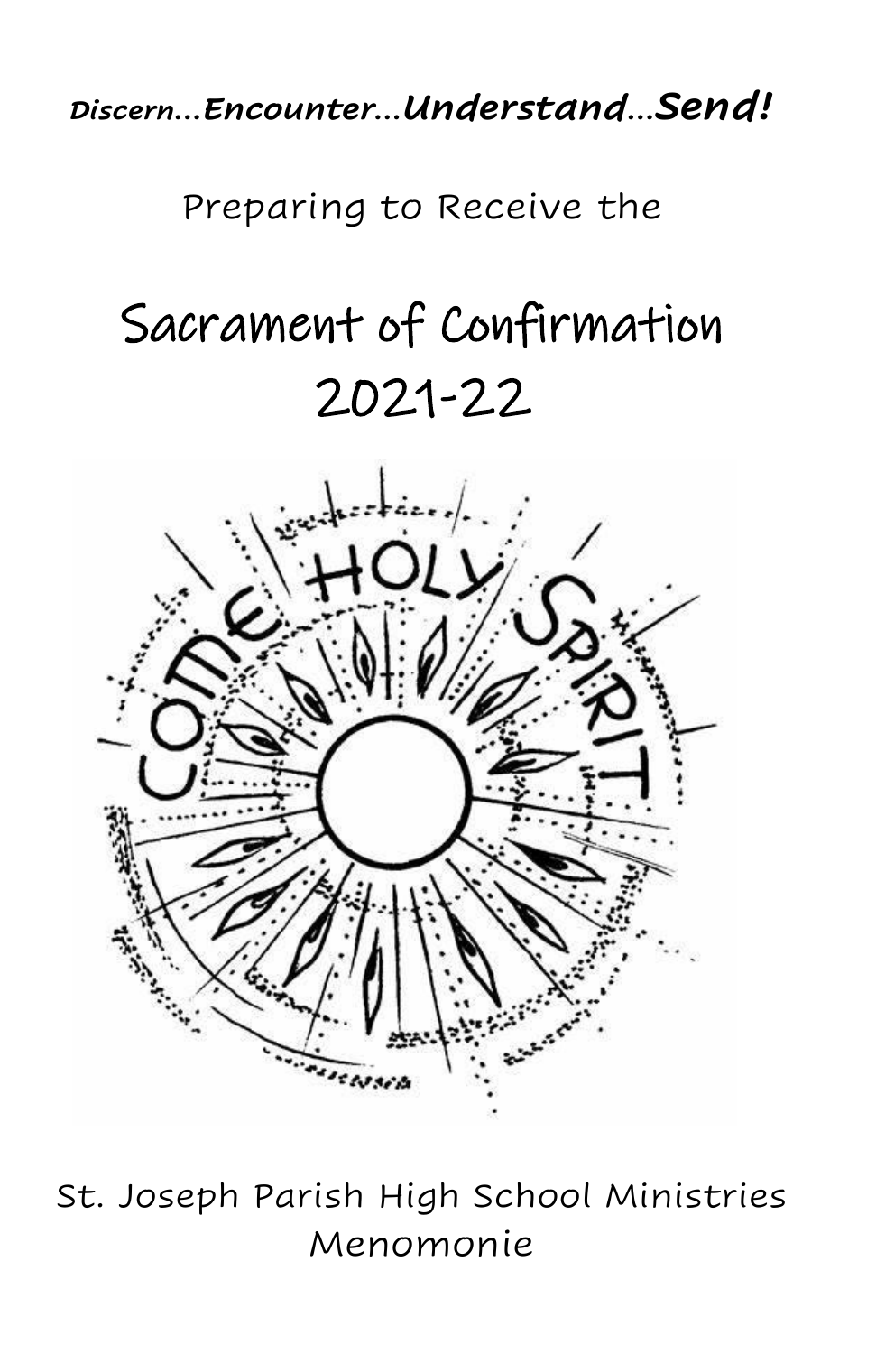***Discern…Encounter…Understand…Send!***

Preparing to Receive the

# Sacrament of Confirmation 2021-22

COME HOLY SPIRIT

St. Joseph Parish High School Ministries
Menomonie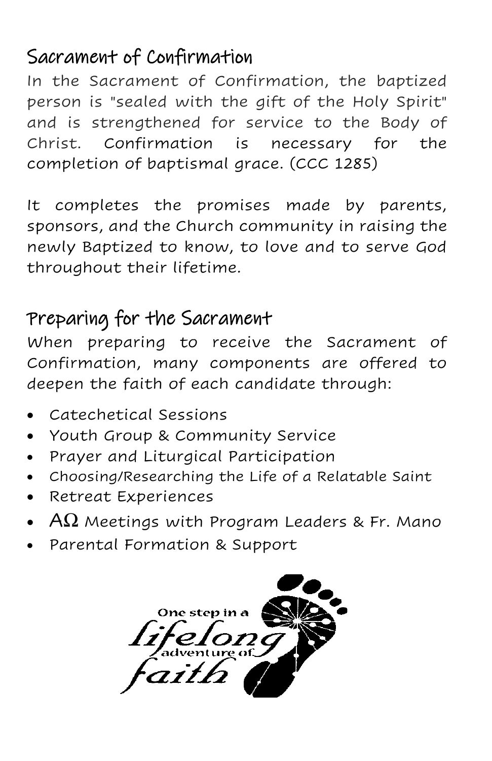## Sacrament of Confirmation

In the Sacrament of Confirmation, the baptized person is "sealed with the gift of the Holy Spirit" and is strengthened for service to the Body of Christ. Confirmation is necessary for the completion of baptismal grace. (CCC 1285)

It completes the promises made by parents, sponsors, and the Church community in raising the newly Baptized to know, to love and to serve God throughout their lifetime.

## Preparing for the Sacrament

When preparing to receive the Sacrament of Confirmation, many components are offered to deepen the faith of each candidate through:

- Catechetical Sessions
- Youth Group & Community Service
- Prayer and Liturgical Participation
- Choosing/Researching the Life of a Relatable Saint
- Retreat Experiences
- AΩ Meetings with Program Leaders & Fr. Mano
- Parental Formation & Support

One step in a *lifelong* adventure of *faith*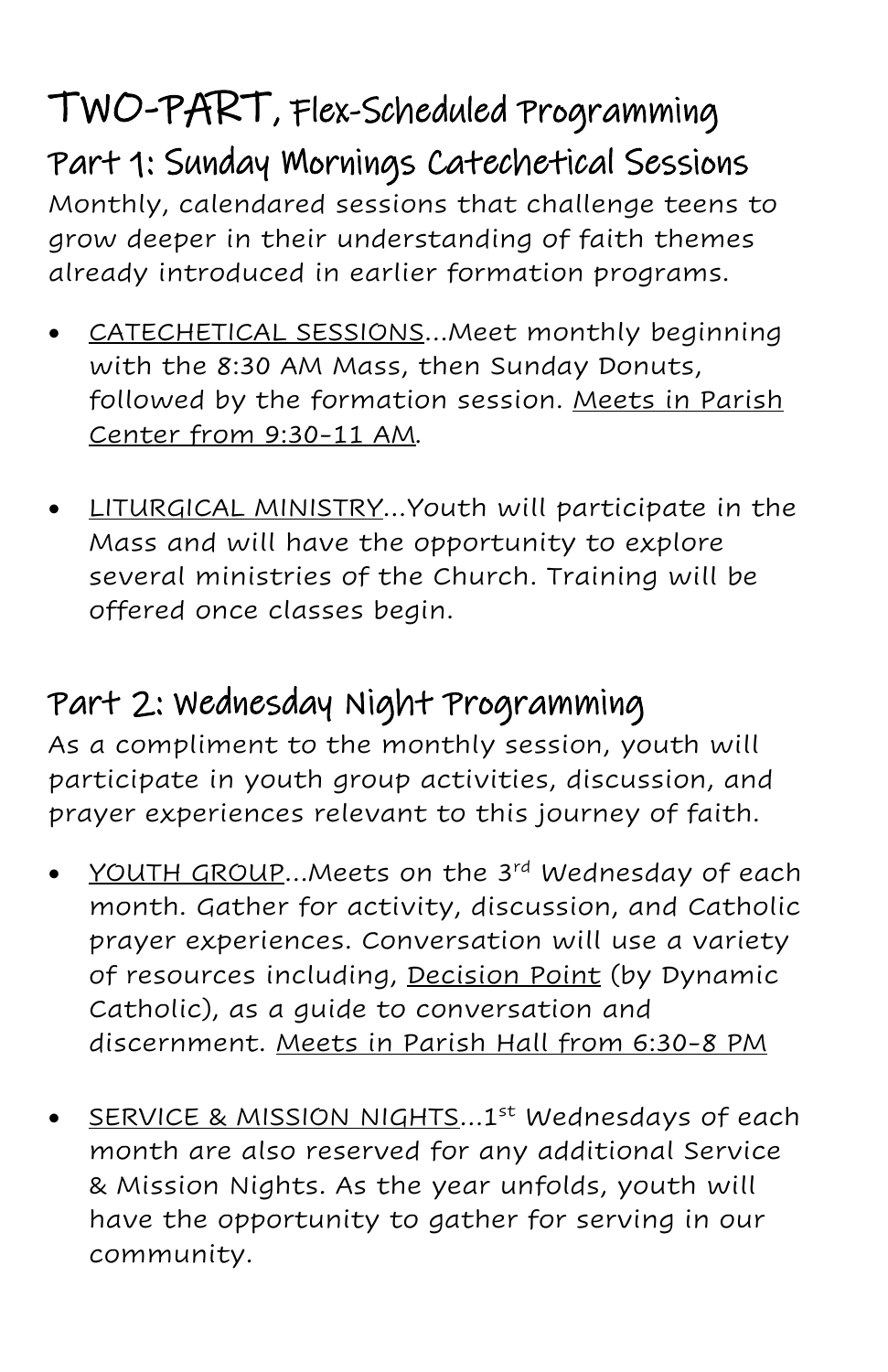# TWO-PART, Flex-Scheduled Programming

## Part 1: Sunday Mornings Catechetical Sessions

Monthly, calendared sessions that challenge teens to grow deeper in their understanding of faith themes already introduced in earlier formation programs.

- CATECHETICAL SESSIONS...Meet monthly beginning with the 8:30 AM Mass, then Sunday Donuts, followed by the formation session. Meets in Parish Center from 9:30-11 AM.

- LITURGICAL MINISTRY...Youth will participate in the Mass and will have the opportunity to explore several ministries of the Church. Training will be offered once classes begin.

## Part 2: Wednesday Night Programming

As a compliment to the monthly session, youth will participate in youth group activities, discussion, and prayer experiences relevant to this journey of faith.

- YOUTH GROUP...Meets on the 3rd Wednesday of each month. Gather for activity, discussion, and Catholic prayer experiences. Conversation will use a variety of resources including, Decision Point (by Dynamic Catholic), as a guide to conversation and discernment. Meets in Parish Hall from 6:30-8 PM

- SERVICE & MISSION NIGHTS...1st Wednesdays of each month are also reserved for any additional Service & Mission Nights. As the year unfolds, youth will have the opportunity to gather for serving in our community.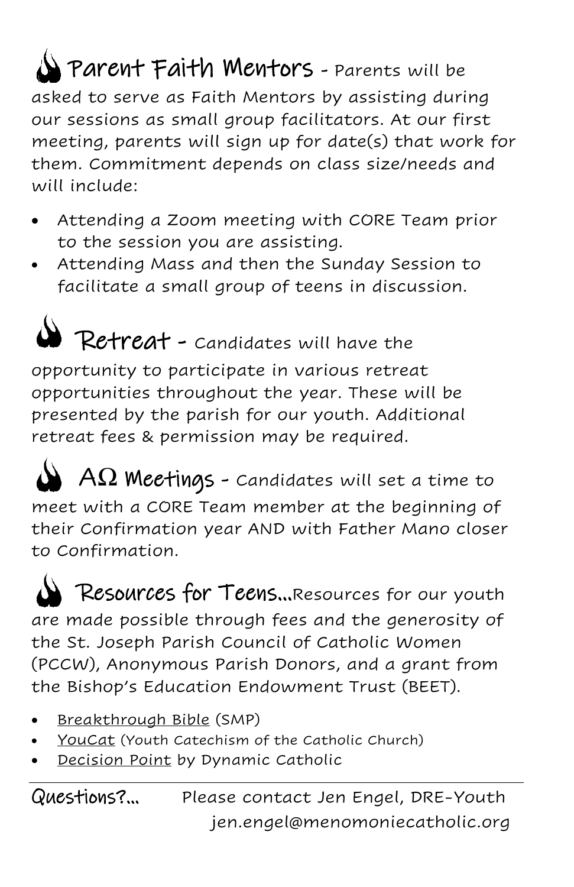**Parent Faith Mentors** - Parents will be asked to serve as Faith Mentors by assisting during our sessions as small group facilitators. At our first meeting, parents will sign up for date(s) that work for them. Commitment depends on class size/needs and will include:

- Attending a Zoom meeting with CORE Team prior to the session you are assisting.
- Attending Mass and then the Sunday Session to facilitate a small group of teens in discussion.

**Retreat** - Candidates will have the opportunity to participate in various retreat opportunities throughout the year. These will be presented by the parish for our youth. Additional retreat fees & permission may be required.

**AΩ Meetings** - Candidates will set a time to meet with a CORE Team member at the beginning of their Confirmation year AND with Father Mano closer to Confirmation.

**Resources for Teens...** Resources for our youth are made possible through fees and the generosity of the St. Joseph Parish Council of Catholic Women (PCCW), Anonymous Parish Donors, and a grant from the Bishop's Education Endowment Trust (BEET).

- Breakthrough Bible (SMP)
- YouCat (Youth Catechism of the Catholic Church)
- Decision Point by Dynamic Catholic

---

**Questions?...** Please contact Jen Engel, DRE-Youth
jen.engel@menomoniecatholic.org